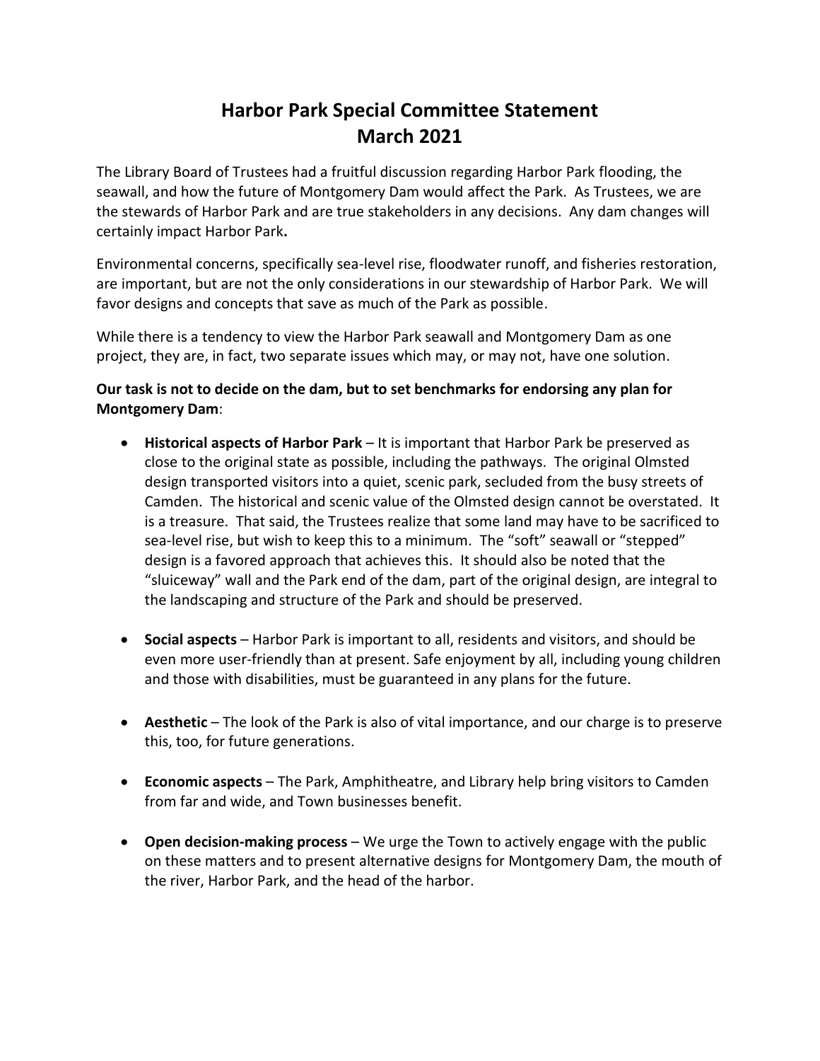# Harbor Park Special Committee Statement
# March 2021

The Library Board of Trustees had a fruitful discussion regarding Harbor Park flooding, the seawall, and how the future of Montgomery Dam would affect the Park. As Trustees, we are the stewards of Harbor Park and are true stakeholders in any decisions. Any dam changes will certainly impact Harbor Park**.**

Environmental concerns, specifically sea-level rise, floodwater runoff, and fisheries restoration, are important, but are not the only considerations in our stewardship of Harbor Park. We will favor designs and concepts that save as much of the Park as possible.

While there is a tendency to view the Harbor Park seawall and Montgomery Dam as one project, they are, in fact, two separate issues which may, or may not, have one solution.

**Our task is not to decide on the dam, but to set benchmarks for endorsing any plan for Montgomery Dam**:

- **Historical aspects of Harbor Park** – It is important that Harbor Park be preserved as close to the original state as possible, including the pathways. The original Olmsted design transported visitors into a quiet, scenic park, secluded from the busy streets of Camden. The historical and scenic value of the Olmsted design cannot be overstated. It is a treasure. That said, the Trustees realize that some land may have to be sacrificed to sea-level rise, but wish to keep this to a minimum. The "soft" seawall or "stepped" design is a favored approach that achieves this. It should also be noted that the "sluiceway" wall and the Park end of the dam, part of the original design, are integral to the landscaping and structure of the Park and should be preserved.

- **Social aspects** – Harbor Park is important to all, residents and visitors, and should be even more user-friendly than at present. Safe enjoyment by all, including young children and those with disabilities, must be guaranteed in any plans for the future.

- **Aesthetic** – The look of the Park is also of vital importance, and our charge is to preserve this, too, for future generations.

- **Economic aspects** – The Park, Amphitheatre, and Library help bring visitors to Camden from far and wide, and Town businesses benefit.

- **Open decision-making process** – We urge the Town to actively engage with the public on these matters and to present alternative designs for Montgomery Dam, the mouth of the river, Harbor Park, and the head of the harbor.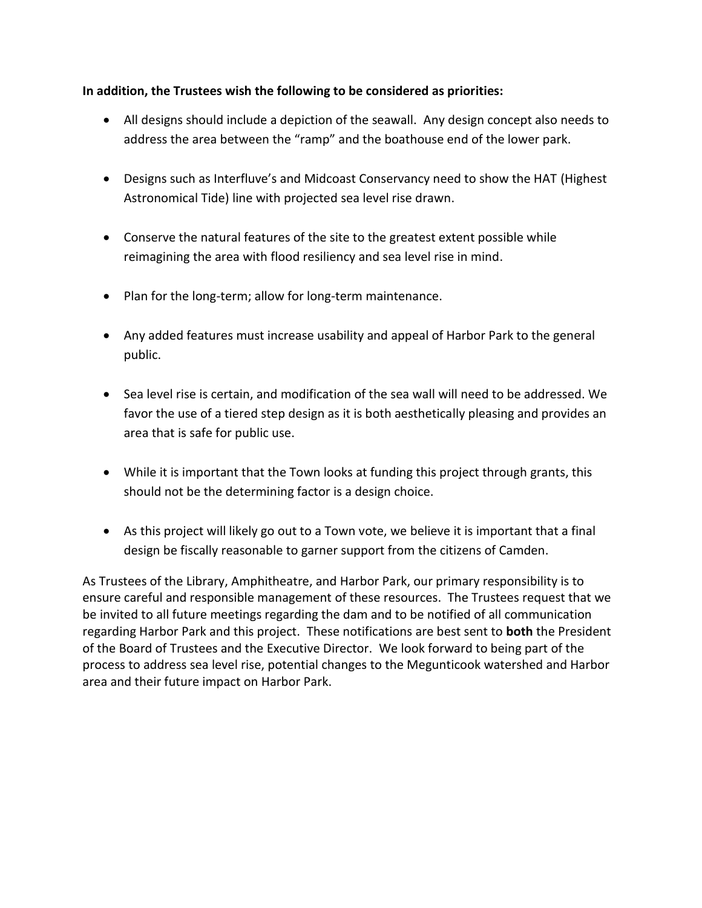**In addition, the Trustees wish the following to be considered as priorities:**

- All designs should include a depiction of the seawall. Any design concept also needs to address the area between the "ramp" and the boathouse end of the lower park.
- Designs such as Interfluve's and Midcoast Conservancy need to show the HAT (Highest Astronomical Tide) line with projected sea level rise drawn.
- Conserve the natural features of the site to the greatest extent possible while reimagining the area with flood resiliency and sea level rise in mind.
- Plan for the long-term; allow for long-term maintenance.
- Any added features must increase usability and appeal of Harbor Park to the general public.
- Sea level rise is certain, and modification of the sea wall will need to be addressed. We favor the use of a tiered step design as it is both aesthetically pleasing and provides an area that is safe for public use.
- While it is important that the Town looks at funding this project through grants, this should not be the determining factor is a design choice.
- As this project will likely go out to a Town vote, we believe it is important that a final design be fiscally reasonable to garner support from the citizens of Camden.

As Trustees of the Library, Amphitheatre, and Harbor Park, our primary responsibility is to ensure careful and responsible management of these resources. The Trustees request that we be invited to all future meetings regarding the dam and to be notified of all communication regarding Harbor Park and this project. These notifications are best sent to **both** the President of the Board of Trustees and the Executive Director. We look forward to being part of the process to address sea level rise, potential changes to the Megunticook watershed and Harbor area and their future impact on Harbor Park.